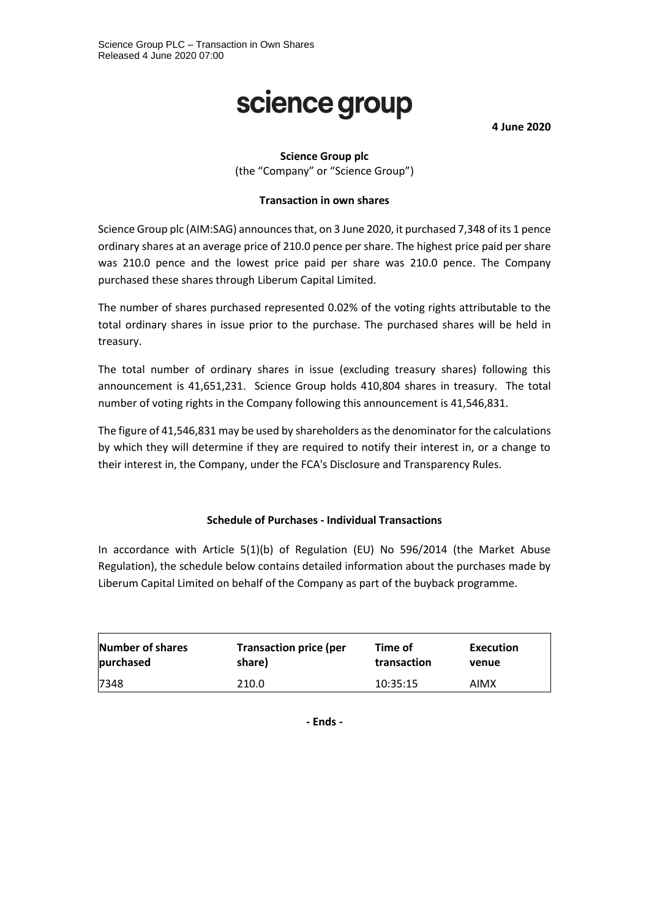Science Group PLC – Transaction in Own Shares
Released 4 June 2020 07:00

# science group

**4 June 2020**

**Science Group plc**
(the "Company" or "Science Group")

**Transaction in own shares**

Science Group plc (AIM:SAG) announces that, on 3 June 2020, it purchased 7,348 of its 1 pence ordinary shares at an average price of 210.0 pence per share. The highest price paid per share was 210.0 pence and the lowest price paid per share was 210.0 pence. The Company purchased these shares through Liberum Capital Limited.

The number of shares purchased represented 0.02% of the voting rights attributable to the total ordinary shares in issue prior to the purchase. The purchased shares will be held in treasury.

The total number of ordinary shares in issue (excluding treasury shares) following this announcement is 41,651,231. Science Group holds 410,804 shares in treasury. The total number of voting rights in the Company following this announcement is 41,546,831.

The figure of 41,546,831 may be used by shareholders as the denominator for the calculations by which they will determine if they are required to notify their interest in, or a change to their interest in, the Company, under the FCA's Disclosure and Transparency Rules.

**Schedule of Purchases - Individual Transactions**

In accordance with Article 5(1)(b) of Regulation (EU) No 596/2014 (the Market Abuse Regulation), the schedule below contains detailed information about the purchases made by Liberum Capital Limited on behalf of the Company as part of the buyback programme.

| Number of shares purchased | Transaction price (per share) | Time of transaction | Execution venue |
|---|---|---|---|
| 7348 | 210.0 | 10:35:15 | AIMX |

**- Ends -**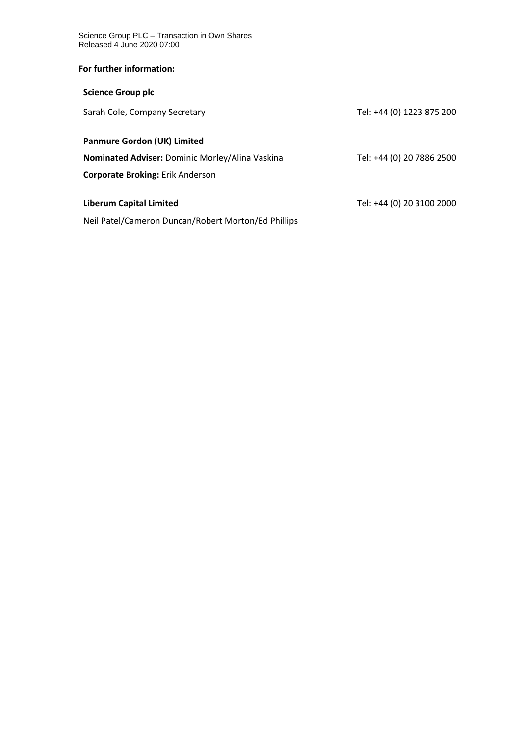**For further information:**

| | |
|---|---|
| **Science Group plc** | |
| Sarah Cole, Company Secretary | Tel: +44 (0) 1223 875 200 |
| | |
| **Panmure Gordon (UK) Limited** | |
| **Nominated Adviser:** Dominic Morley/Alina Vaskina | Tel: +44 (0) 20 7886 2500 |
| **Corporate Broking:** Erik Anderson | |
| | |
| **Liberum Capital Limited** | Tel: +44 (0) 20 3100 2000 |
| Neil Patel/Cameron Duncan/Robert Morton/Ed Phillips | |